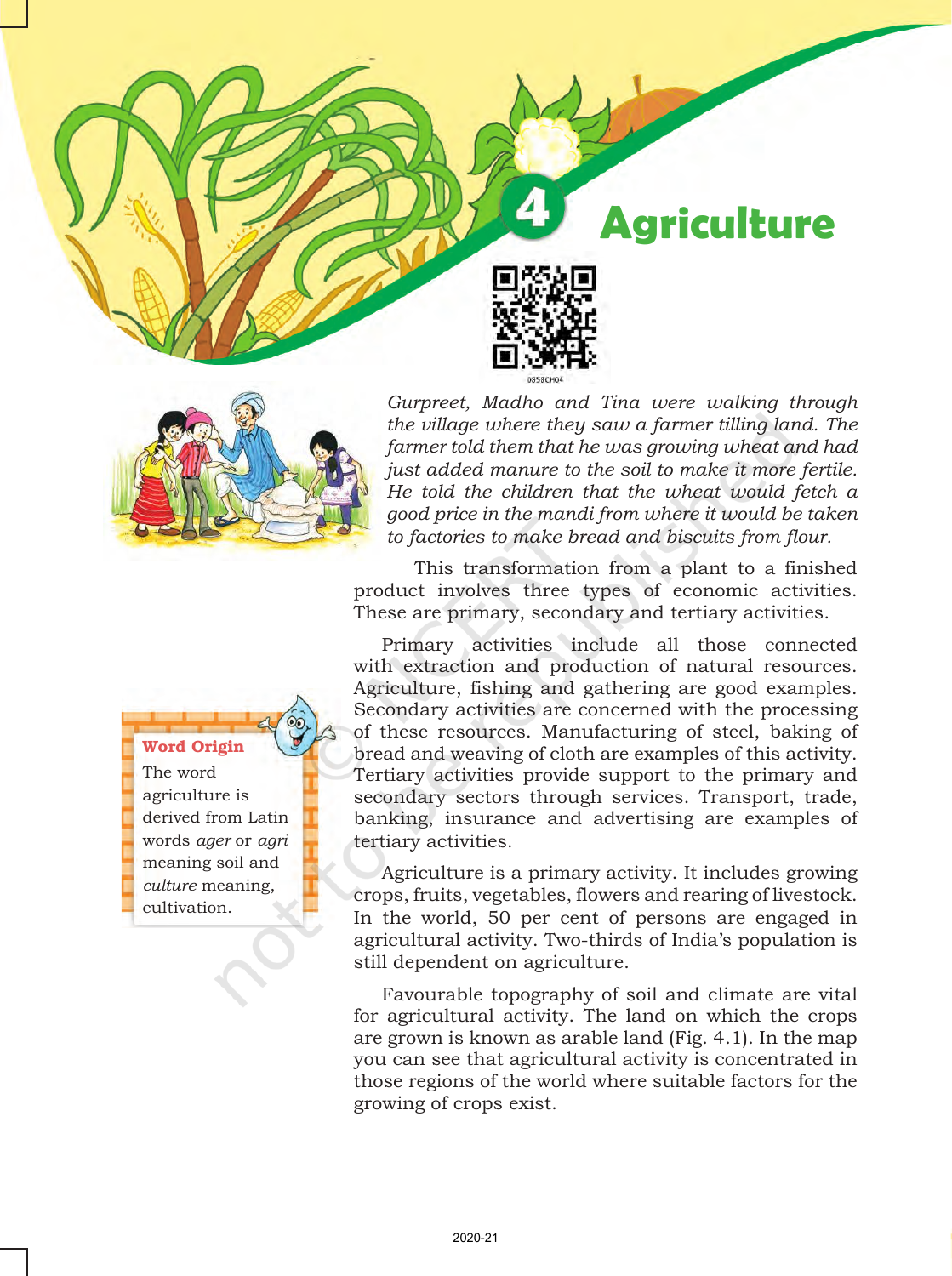# 4 Agriculture

*Gurpreet, Madho and Tina were walking through the village where they saw a farmer tilling land. The farmer told them that he was growing wheat and had just added manure to the soil to make it more fertile. He told the children that the wheat would fetch a good price in the mandi from where it would be taken to factories to make bread and biscuits from flour.*

This transformation from a plant to a finished product involves three types of economic activities. These are primary, secondary and tertiary activities.

Primary activities include all those connected with extraction and production of natural resources. Agriculture, fishing and gathering are good examples. Secondary activities are concerned with the processing of these resources. Manufacturing of steel, baking of bread and weaving of cloth are examples of this activity. Tertiary activities provide support to the primary and secondary sectors through services. Transport, trade, banking, insurance and advertising are examples of tertiary activities.

> **Word Origin**
>
> The word agriculture is derived from Latin words *ager* or *agri* meaning soil and *culture* meaning, cultivation.

Agriculture is a primary activity. It includes growing crops, fruits, vegetables, flowers and rearing of livestock. In the world, 50 per cent of persons are engaged in agricultural activity. Two-thirds of India's population is still dependent on agriculture.

Favourable topography of soil and climate are vital for agricultural activity. The land on which the crops are grown is known as arable land (Fig. 4.1). In the map you can see that agricultural activity is concentrated in those regions of the world where suitable factors for the growing of crops exist.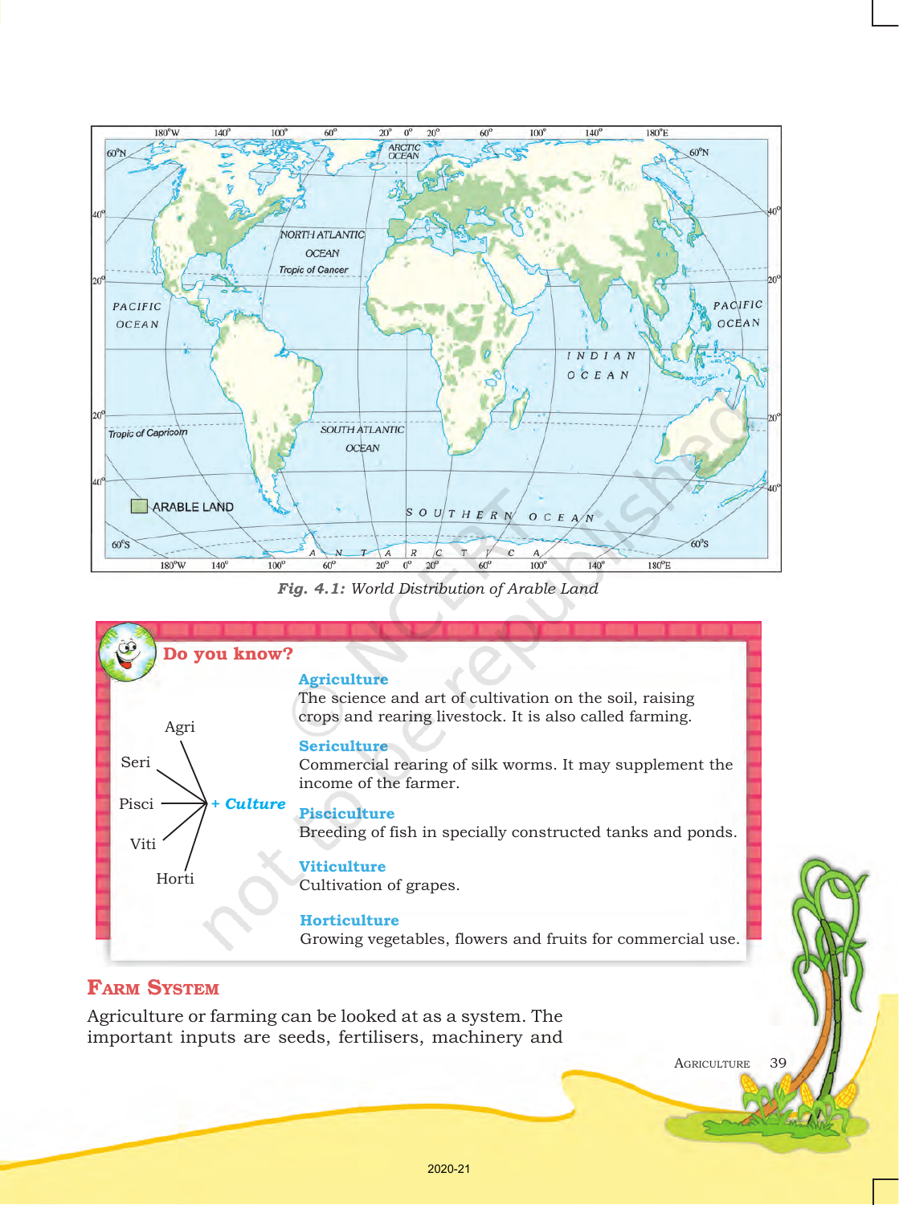*Fig. 4.1: World Distribution of Arable Land*

**Do you know?**

Agri, Seri, Pisci, Viti, Horti + *Culture*

**Agriculture**
The science and art of cultivation on the soil, raising crops and rearing livestock. It is also called farming.

**Sericulture**
Commercial rearing of silk worms. It may supplement the income of the farmer.

**Pisciculture**
Breeding of fish in specially constructed tanks and ponds.

**Viticulture**
Cultivation of grapes.

**Horticulture**
Growing vegetables, flowers and fruits for commercial use.

## Farm System

Agriculture or farming can be looked at as a system. The important inputs are seeds, fertilisers, machinery and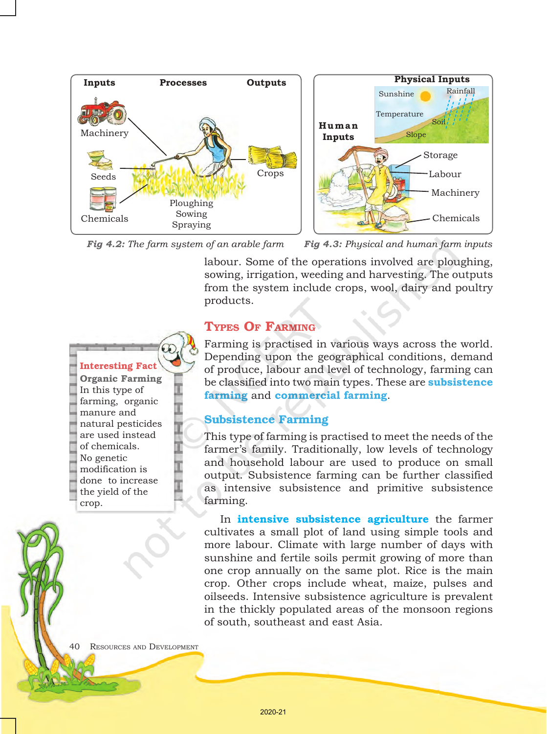Inputs | Processes | Outputs

Machinery

Seeds

Chemicals

Ploughing
Sowing
Spraying

Crops

*Fig 4.2: The farm system of an arable farm*

Physical Inputs

Sunshine | Rainfall | Temperature | Soil | Slope

Human Inputs

Storage | Labour | Machinery | Chemicals

*Fig 4.3: Physical and human farm inputs*

labour. Some of the operations involved are ploughing, sowing, irrigation, weeding and harvesting. The outputs from the system include crops, wool, dairy and poultry products.

## Types Of Farming

Farming is practised in various ways across the world. Depending upon the geographical conditions, demand of produce, labour and level of technology, farming can be classified into two main types. These are **subsistence farming** and **commercial farming**.

> **Interesting Fact**
>
> **Organic Farming**
>
> In this type of farming, organic manure and natural pesticides are used instead of chemicals. No genetic modification is done to increase the yield of the crop.

### Subsistence Farming

This type of farming is practised to meet the needs of the farmer's family. Traditionally, low levels of technology and household labour are used to produce on small output. Subsistence farming can be further classified as intensive subsistence and primitive subsistence farming.

In **intensive subsistence agriculture** the farmer cultivates a small plot of land using simple tools and more labour. Climate with large number of days with sunshine and fertile soils permit growing of more than one crop annually on the same plot. Rice is the main crop. Other crops include wheat, maize, pulses and oilseeds. Intensive subsistence agriculture is prevalent in the thickly populated areas of the monsoon regions of south, southeast and east Asia.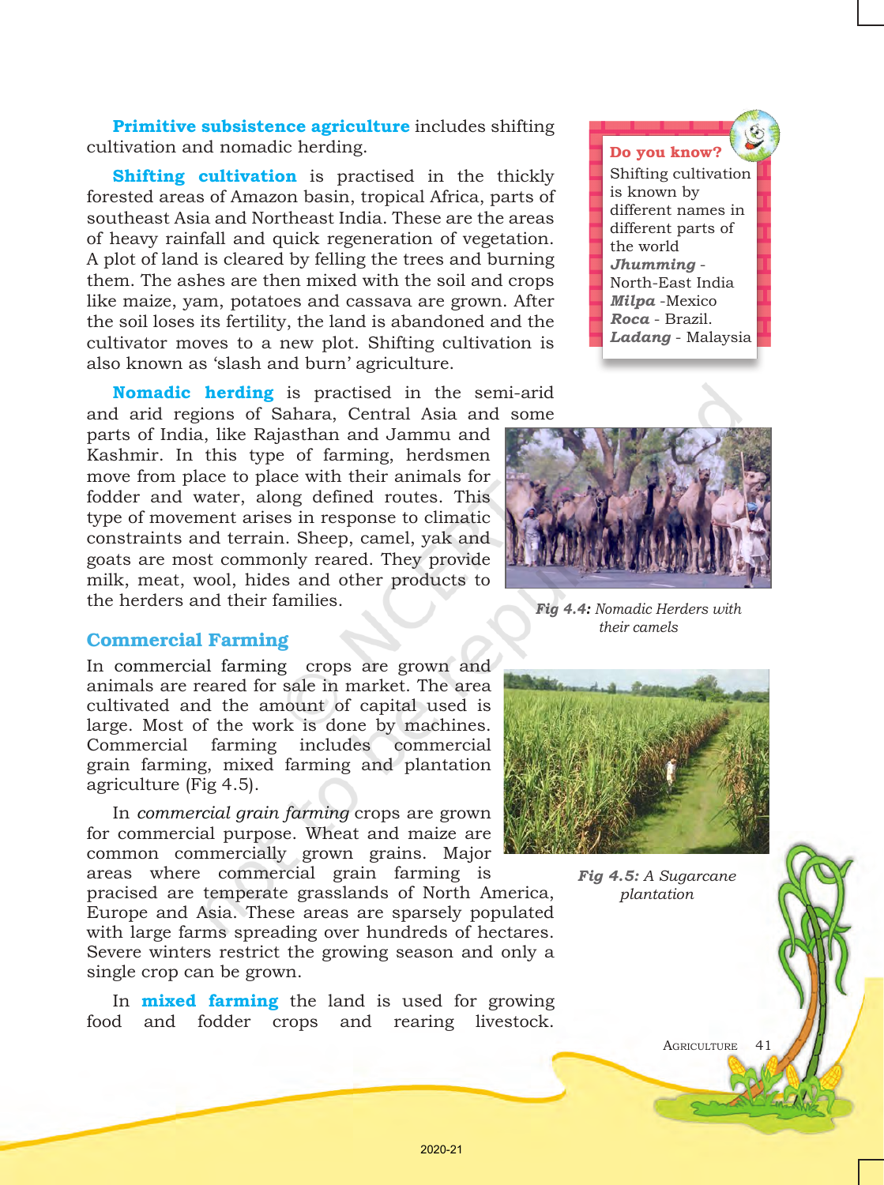**Primitive subsistence agriculture** includes shifting cultivation and nomadic herding.

**Shifting cultivation** is practised in the thickly forested areas of Amazon basin, tropical Africa, parts of southeast Asia and Northeast India. These are the areas of heavy rainfall and quick regeneration of vegetation. A plot of land is cleared by felling the trees and burning them. The ashes are then mixed with the soil and crops like maize, yam, potatoes and cassava are grown. After the soil loses its fertility, the land is abandoned and the cultivator moves to a new plot. Shifting cultivation is also known as 'slash and burn' agriculture.

> **Do you know?**
>
> Shifting cultivation is known by different names in different parts of the world
>
> ***Jhumming*** - North-East India
>
> ***Milpa*** - Mexico
>
> ***Roca*** - Brazil.
>
> ***Ladang*** - Malaysia

**Nomadic herding** is practised in the semi-arid and arid regions of Sahara, Central Asia and some parts of India, like Rajasthan and Jammu and Kashmir. In this type of farming, herdsmen move from place to place with their animals for fodder and water, along defined routes. This type of movement arises in response to climatic constraints and terrain. Sheep, camel, yak and goats are most commonly reared. They provide milk, meat, wool, hides and other products to the herders and their families.

***Fig 4.4:*** *Nomadic Herders with their camels*

## Commercial Farming

In commercial farming crops are grown and animals are reared for sale in market. The area cultivated and the amount of capital used is large. Most of the work is done by machines. Commercial farming includes commercial grain farming, mixed farming and plantation agriculture (Fig 4.5).

In *commercial grain farming* crops are grown for commercial purpose. Wheat and maize are common commercially grown grains. Major areas where commercial grain farming is pracised are temperate grasslands of North America, Europe and Asia. These areas are sparsely populated with large farms spreading over hundreds of hectares. Severe winters restrict the growing season and only a single crop can be grown.

***Fig 4.5:*** *A Sugarcane plantation*

In **mixed farming** the land is used for growing food and fodder crops and rearing livestock.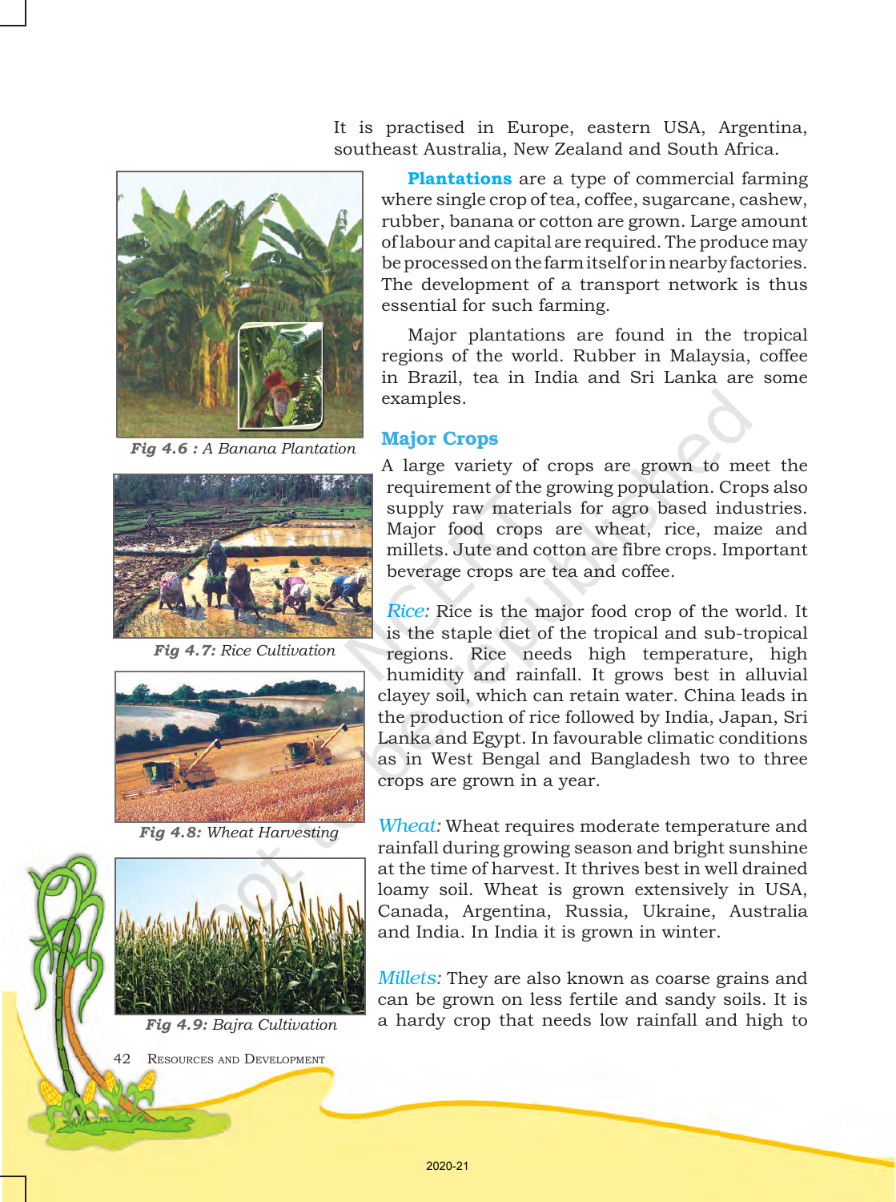It is practised in Europe, eastern USA, Argentina, southeast Australia, New Zealand and South Africa.

**Plantations** are a type of commercial farming where single crop of tea, coffee, sugarcane, cashew, rubber, banana or cotton are grown. Large amount of labour and capital are required. The produce may be processed on the farm itself or in nearby factories. The development of a transport network is thus essential for such farming.

Major plantations are found in the tropical regions of the world. Rubber in Malaysia, coffee in Brazil, tea in India and Sri Lanka are some examples.

*Fig 4.6 : A Banana Plantation*

*Fig 4.7: Rice Cultivation*

*Fig 4.8: Wheat Harvesting*

*Fig 4.9: Bajra Cultivation*

## Major Crops

A large variety of crops are grown to meet the requirement of the growing population. Crops also supply raw materials for agro based industries. Major food crops are wheat, rice, maize and millets. Jute and cotton are fibre crops. Important beverage crops are tea and coffee.

*Rice:* Rice is the major food crop of the world. It is the staple diet of the tropical and sub-tropical regions. Rice needs high temperature, high humidity and rainfall. It grows best in alluvial clayey soil, which can retain water. China leads in the production of rice followed by India, Japan, Sri Lanka and Egypt. In favourable climatic conditions as in West Bengal and Bangladesh two to three crops are grown in a year.

*Wheat:* Wheat requires moderate temperature and rainfall during growing season and bright sunshine at the time of harvest. It thrives best in well drained loamy soil. Wheat is grown extensively in USA, Canada, Argentina, Russia, Ukraine, Australia and India. In India it is grown in winter.

*Millets:* They are also known as coarse grains and can be grown on less fertile and sandy soils. It is a hardy crop that needs low rainfall and high to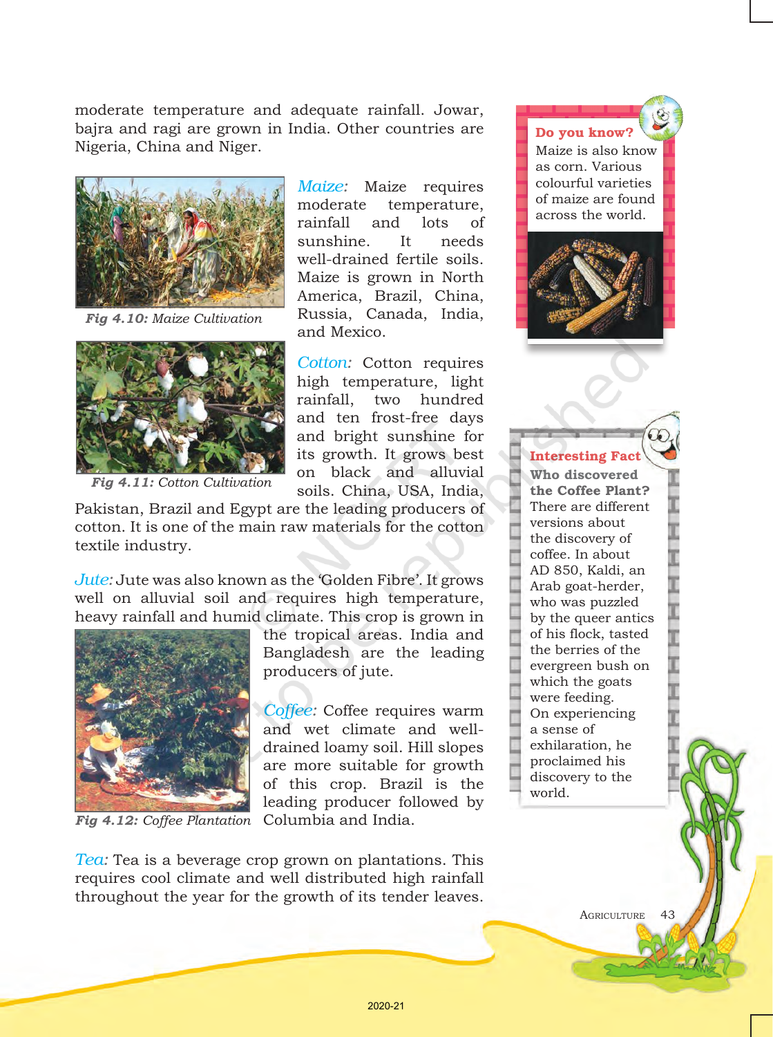moderate temperature and adequate rainfall. Jowar, bajra and ragi are grown in India. Other countries are Nigeria, China and Niger.

*Maize:* Maize requires moderate temperature, rainfall and lots of sunshine. It needs well-drained fertile soils. Maize is grown in North America, Brazil, China, Russia, Canada, India, and Mexico.

***Fig 4.10:** Maize Cultivation*

*Cotton:* Cotton requires high temperature, light rainfall, two hundred and ten frost-free days and bright sunshine for its growth. It grows best on black and alluvial soils. China, USA, India, Pakistan, Brazil and Egypt are the leading producers of cotton. It is one of the main raw materials for the cotton textile industry.

***Fig 4.11:** Cotton Cultivation*

*Jute:* Jute was also known as the 'Golden Fibre'. It grows well on alluvial soil and requires high temperature, heavy rainfall and humid climate. This crop is grown in the tropical areas. India and Bangladesh are the leading producers of jute.

*Coffee:* Coffee requires warm and wet climate and well-drained loamy soil. Hill slopes are more suitable for growth of this crop. Brazil is the leading producer followed by Columbia and India.

***Fig 4.12:** Coffee Plantation*

*Tea:* Tea is a beverage crop grown on plantations. This requires cool climate and well distributed high rainfall throughout the year for the growth of its tender leaves.

**Do you know?**

Maize is also know as corn. Various colourful varieties of maize are found across the world.

**Interesting Fact**

**Who discovered the Coffee Plant?**

There are different versions about the discovery of coffee. In about AD 850, Kaldi, an Arab goat-herder, who was puzzled by the queer antics of his flock, tasted the berries of the evergreen bush on which the goats were feeding. On experiencing a sense of exhilaration, he proclaimed his discovery to the world.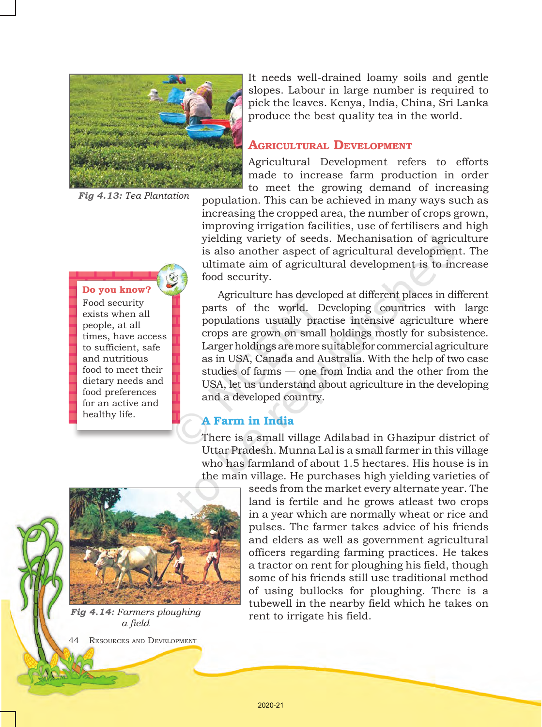*Fig 4.13: Tea Plantation*

It needs well-drained loamy soils and gentle slopes. Labour in large number is required to pick the leaves. Kenya, India, China, Sri Lanka produce the best quality tea in the world.

## Agricultural Development

Agricultural Development refers to efforts made to increase farm production in order to meet the growing demand of increasing population. This can be achieved in many ways such as increasing the cropped area, the number of crops grown, improving irrigation facilities, use of fertilisers and high yielding variety of seeds. Mechanisation of agriculture is also another aspect of agricultural development. The ultimate aim of agricultural development is to increase food security.

> **Do you know?**
> Food security exists when all people, at all times, have access to sufficient, safe and nutritious food to meet their dietary needs and food preferences for an active and healthy life.

Agriculture has developed at different places in different parts of the world. Developing countries with large populations usually practise intensive agriculture where crops are grown on small holdings mostly for subsistence. Larger holdings are more suitable for commercial agriculture as in USA, Canada and Australia. With the help of two case studies of farms — one from India and the other from the USA, let us understand about agriculture in the developing and a developed country.

### A Farm in India

There is a small village Adilabad in Ghazipur district of Uttar Pradesh. Munna Lal is a small farmer in this village who has farmland of about 1.5 hectares. His house is in the main village. He purchases high yielding varieties of seeds from the market every alternate year. The land is fertile and he grows atleast two crops in a year which are normally wheat or rice and pulses. The farmer takes advice of his friends and elders as well as government agricultural officers regarding farming practices. He takes a tractor on rent for ploughing his field, though some of his friends still use traditional method of using bullocks for ploughing. There is a tubewell in the nearby field which he takes on rent to irrigate his field.

*Fig 4.14: Farmers ploughing a field*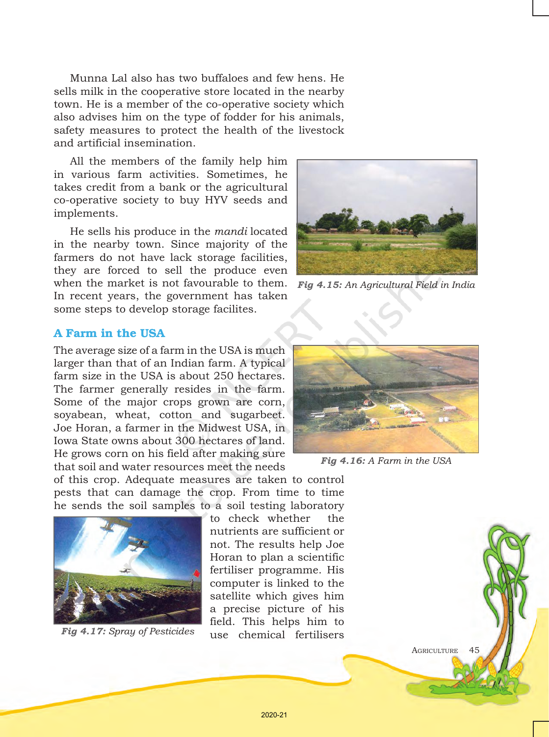Munna Lal also has two buffaloes and few hens. He sells milk in the cooperative store located in the nearby town. He is a member of the co-operative society which also advises him on the type of fodder for his animals, safety measures to protect the health of the livestock and artificial insemination.

All the members of the family help him in various farm activities. Sometimes, he takes credit from a bank or the agricultural co-operative society to buy HYV seeds and implements.

He sells his produce in the *mandi* located in the nearby town. Since majority of the farmers do not have lack storage facilities, they are forced to sell the produce even when the market is not favourable to them. In recent years, the government has taken some steps to develop storage facilites.

*Fig 4.15: An Agricultural Field in India*

### A Farm in the USA

The average size of a farm in the USA is much larger than that of an Indian farm. A typical farm size in the USA is about 250 hectares. The farmer generally resides in the farm. Some of the major crops grown are corn, soyabean, wheat, cotton and sugarbeet. Joe Horan, a farmer in the Midwest USA, in Iowa State owns about 300 hectares of land. He grows corn on his field after making sure that soil and water resources meet the needs of this crop. Adequate measures are taken to control pests that can damage the crop. From time to time he sends the soil samples to a soil testing laboratory to check whether the nutrients are sufficient or not. The results help Joe Horan to plan a scientific fertiliser programme. His computer is linked to the satellite which gives him a precise picture of his field. This helps him to use chemical fertilisers

*Fig 4.16: A Farm in the USA*

*Fig 4.17: Spray of Pesticides*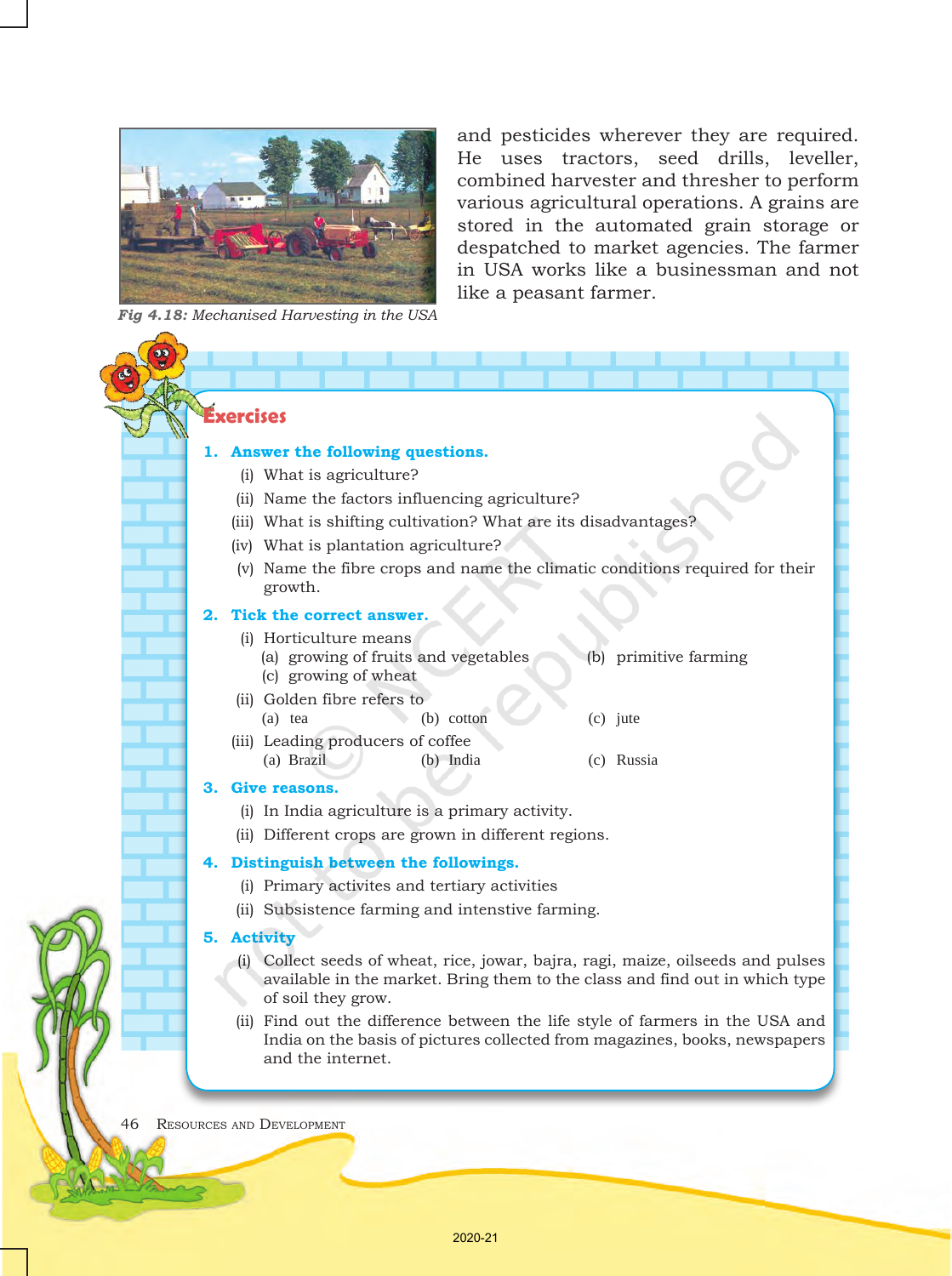and pesticides wherever they are required. He uses tractors, seed drills, leveller, combined harvester and thresher to perform various agricultural operations. A grains are stored in the automated grain storage or despatched to market agencies. The farmer in USA works like a businessman and not like a peasant farmer.

*Fig 4.18: Mechanised Harvesting in the USA*

## Exercises

**1. Answer the following questions.**

(i) What is agriculture?

(ii) Name the factors influencing agriculture?

(iii) What is shifting cultivation? What are its disadvantages?

(iv) What is plantation agriculture?

(v) Name the fibre crops and name the climatic conditions required for their growth.

**2. Tick the correct answer.**

(i) Horticulture means
- (a) growing of fruits and vegetables
- (b) primitive farming
- (c) growing of wheat

(ii) Golden fibre refers to
- (a) tea
- (b) cotton
- (c) jute

(iii) Leading producers of coffee
- (a) Brazil
- (b) India
- (c) Russia

**3. Give reasons.**

(i) In India agriculture is a primary activity.

(ii) Different crops are grown in different regions.

**4. Distinguish between the followings.**

(i) Primary activites and tertiary activities

(ii) Subsistence farming and intensive farming.

**5. Activity**

(i) Collect seeds of wheat, rice, jowar, bajra, ragi, maize, oilseeds and pulses available in the market. Bring them to the class and find out in which type of soil they grow.

(ii) Find out the difference between the life style of farmers in the USA and India on the basis of pictures collected from magazines, books, newspapers and the internet.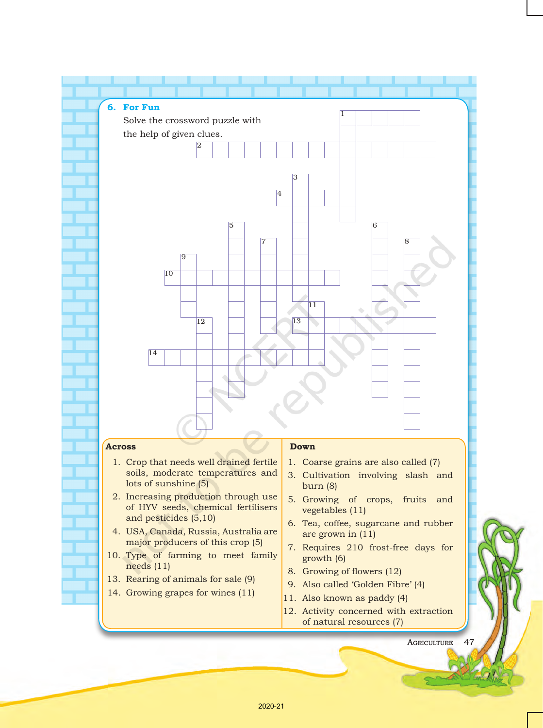## 6. For Fun

Solve the crossword puzzle with the help of given clues.

**Across**

1. Crop that needs well drained fertile soils, moderate temperatures and lots of sunshine (5)
2. Increasing production through use of HYV seeds, chemical fertilisers and pesticides (5,10)
4. USA, Canada, Russia, Australia are major producers of this crop (5)
10. Type of farming to meet family needs (11)
13. Rearing of animals for sale (9)
14. Growing grapes for wines (11)

**Down**

1. Coarse grains are also called (7)
3. Cultivation involving slash and burn (8)
5. Growing of crops, fruits and vegetables (11)
6. Tea, coffee, sugarcane and rubber are grown in (11)
7. Requires 210 frost-free days for growth (6)
8. Growing of flowers (12)
9. Also called 'Golden Fibre' (4)
11. Also known as paddy (4)
12. Activity concerned with extraction of natural resources (7)